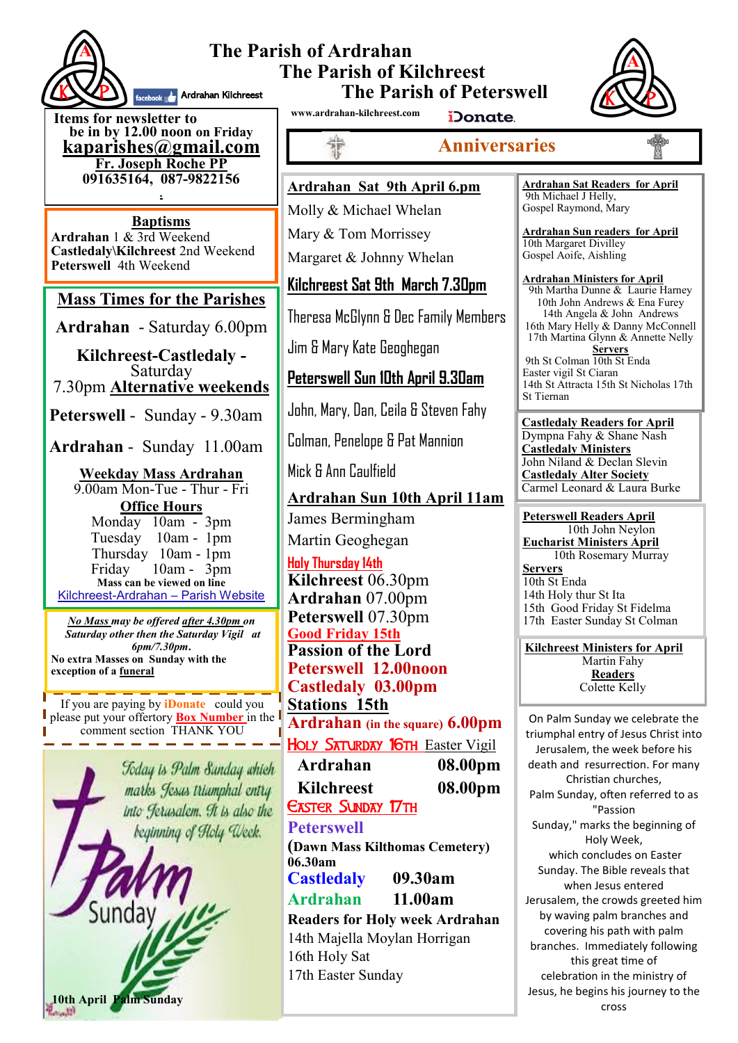# The Parish of Ardrahan
# The Parish of Kilchreest
# The Parish of Peterswell

Ardrahan Kilchreest

www.ardrahan-kilchreest.com

iDonate.

Items for newsletter to be in by 12.00 noon on Friday
**kaparishes@gmail.com**
**Fr. Joseph Roche PP**
**091635164, 087-9822156**

**Baptisms**
**Ardrahan** 1 & 3rd Weekend
**Castledaly\Kilchreest** 2nd Weekend
**Peterswell** 4th Weekend

## Mass Times for the Parishes

**Ardrahan** - Saturday 6.00pm

**Kilchreest-Castledaly** - Saturday 7.30pm **Alternative weekends**

**Peterswell** - Sunday - 9.30am

**Ardrahan** - Sunday 11.00am

**Weekday Mass Ardrahan**
9.00am Mon-Tue - Thur - Fri

**Office Hours**
Monday 10am - 3pm
Tuesday 10am - 1pm
Thursday 10am - 1pm
Friday 10am - 3pm

**Mass can be viewed on line**
Kilchreest-Ardrahan – Parish Website

***No Mass** may be offered **after 4.30pm** on Saturday other then the Saturday Vigil at 6pm/7.30pm.*
**No extra Masses on Sunday with the exception of a funeral**

If you are paying by **iDonate** could you please put your offertory **Box Number** in the comment section THANK YOU

*Today is Palm Sunday which marks Jesus triumphal entry into Jerusalem. It is also the beginning of Holy Week.*

Palm Sunday

**10th April Palm Sunday**

## Anniversaries

**Ardrahan Sat 9th April 6.pm**
Molly & Michael Whelan
Mary & Tom Morrissey
Margaret & Johnny Whelan

**Kilchreest Sat 9th March 7.30pm**
Theresa McGlynn & Dec Family Members
Jim & Mary Kate Geoghegan

**Peterswell Sun 10th April 9.30am**
John, Mary, Dan, Ceila & Steven Fahy
Colman, Penelope & Pat Mannion
Mick & Ann Caulfield

**Ardrahan Sun 10th April 11am**
James Bermingham
Martin Geoghegan

**Holy Thursday 14th**
**Kilchreest** 06.30pm
**Ardrahan** 07.00pm
**Peterswell** 07.30pm

**Good Friday 15th**
**Passion of the Lord**
**Peterswell 12.00noon**
**Castledaly 03.00pm**
**Stations 15th**
**Ardrahan (in the square) 6.00pm**

**Holy Saturday 16th** Easter Vigil
**Ardrahan** 08.00pm
**Kilchreest** 08.00pm

**Easter Sunday 17th**
**Peterswell**
**(Dawn Mass Kilthomas Cemetery) 06.30am**
**Castledaly** 09.30am
**Ardrahan** 11.00am

**Readers for Holy week Ardrahan**
14th Majella Moylan Horrigan
16th Holy Sat
17th Easter Sunday

**Ardrahan Sat Readers for April**
9th Michael J Helly,
Gospel Raymond, Mary

**Ardrahan Sun readers for April**
10th Margaret Divilley
Gospel Aoife, Aishling

**Ardrahan Ministers for April**
9th Martha Dunne & Laurie Harney
10th John Andrews & Ena Furey
14th Angela & John Andrews
16th Mary Helly & Danny McConnell
17th Martina Glynn & Annette Nelly

**Servers**
9th St Colman 10th St Enda
Easter vigil St Ciaran
14th St Attracta 15th St Nicholas 17th St Tiernan

**Castledaly Readers for April**
Dympna Fahy & Shane Nash
**Castledaly Ministers**
John Niland & Declan Slevin
**Castledaly Alter Society**
Carmel Leonard & Laura Burke

**Peterswell Readers April**
10th John Neylon
**Eucharist Ministers April**
10th Rosemary Murray
**Servers**
10th St Enda
14th Holy thur St Ita
15th Good Friday St Fidelma
17th Easter Sunday St Colman

**Kilchreest Ministers for April**
Martin Fahy
**Readers**
Colette Kelly

On Palm Sunday we celebrate the triumphal entry of Jesus Christ into Jerusalem, the week before his death and resurrection. For many Christian churches, Palm Sunday, often referred to as "Passion Sunday," marks the beginning of Holy Week, which concludes on Easter Sunday. The Bible reveals that when Jesus entered Jerusalem, the crowds greeted him by waving palm branches and covering his path with palm branches. Immediately following this great time of celebration in the ministry of Jesus, he begins his journey to the cross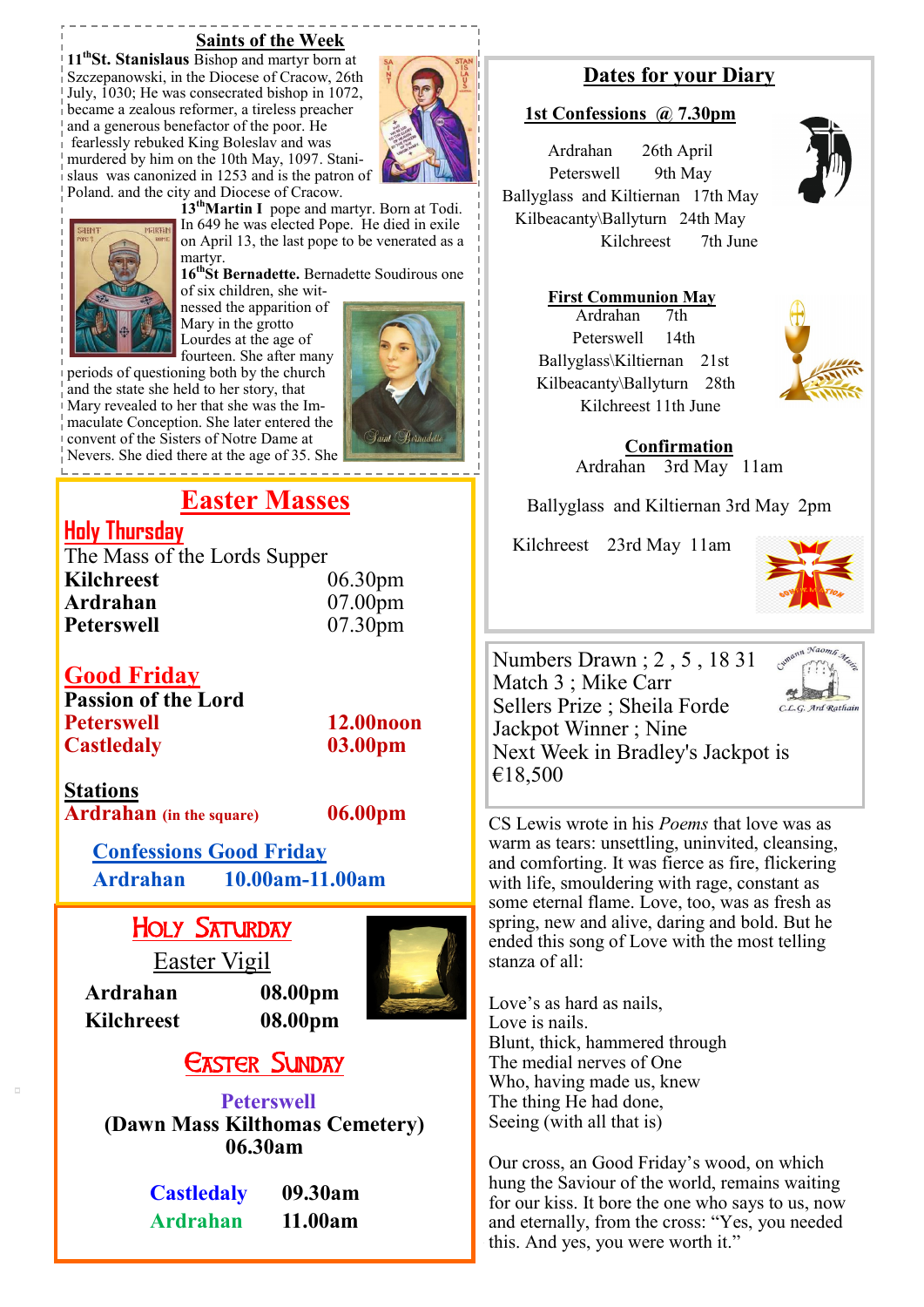## Saints of the Week

**11th St. Stanislaus** Bishop and martyr born at Szczepanowski, in the Diocese of Cracow, 26th July, 1030; He was consecrated bishop in 1072, became a zealous reformer, a tireless preacher and a generous benefactor of the poor. He fearlessly rebuked King Boleslav and was murdered by him on the 10th May, 1097. Stanislaus was canonized in 1253 and is the patron of Poland. and the city and Diocese of Cracow.

**13th Martin I** pope and martyr. Born at Todi. In 649 he was elected Pope. He died in exile on April 13, the last pope to be venerated as a martyr.

**16th St Bernadette.** Bernadette Soudirous one of six children, she witnessed the apparition of Mary in the grotto Lourdes at the age of fourteen. She after many periods of questioning both by the church and the state she held to her story, that Mary revealed to her that she was the Immaculate Conception. She later entered the convent of the Sisters of Notre Dame at Nevers. She died there at the age of 35. She

## Easter Masses

### Holy Thursday

The Mass of the Lords Supper

| | |
|---|---|
| **Kilchreest** | 06.30pm |
| **Ardrahan** | 07.00pm |
| **Peterswell** | 07.30pm |

### Good Friday

**Passion of the Lord**

| | |
|---|---|
| **Peterswell** | **12.00noon** |
| **Castledaly** | **03.00pm** |

**Stations**

**Ardrahan** (in the square) **06.00pm**

**Confessions Good Friday**

**Ardrahan 10.00am-11.00am**

### Holy Saturday

Easter Vigil

| | |
|---|---|
| **Ardrahan** | **08.00pm** |
| **Kilchreest** | **08.00pm** |

### Easter Sunday

**Peterswell**
**(Dawn Mass Kilthomas Cemetery)**
**06.30am**

| | |
|---|---|
| **Castledaly** | **09.30am** |
| **Ardrahan** | **11.00am** |

## Dates for your Diary

**1st Confessions @ 7.30pm**

Ardrahan 26th April
Peterswell 9th May
Ballyglass and Kiltiernan 17th May
Kilbeacanty\Ballyturn 24th May
Kilchreest 7th June

**First Communion May**

Ardrahan 7th
Peterswell 14th
Ballyglass\Kiltiernan 21st
Kilbeacanty\Ballyturn 28th
Kilchreest 11th June

**Confirmation**

Ardrahan 3rd May 11am

Ballyglass and Kiltiernan 3rd May 2pm

Kilchreest 23rd May 11am

Numbers Drawn ; 2 , 5 , 18 31
Match 3 ; Mike Carr
Sellers Prize ; Sheila Forde
Jackpot Winner ; Nine
Next Week in Bradley's Jackpot is €18,500

CS Lewis wrote in his *Poems* that love was as warm as tears: unsettling, uninvited, cleansing, and comforting. It was fierce as fire, flickering with life, smouldering with rage, constant as some eternal flame. Love, too, was as fresh as spring, new and alive, daring and bold. But he ended this song of Love with the most telling stanza of all:

Love's as hard as nails,
Love is nails.
Blunt, thick, hammered through
The medial nerves of One
Who, having made us, knew
The thing He had done,
Seeing (with all that is)

Our cross, an Good Friday's wood, on which hung the Saviour of the world, remains waiting for our kiss. It bore the one who says to us, now and eternally, from the cross: "Yes, you needed this. And yes, you were worth it."